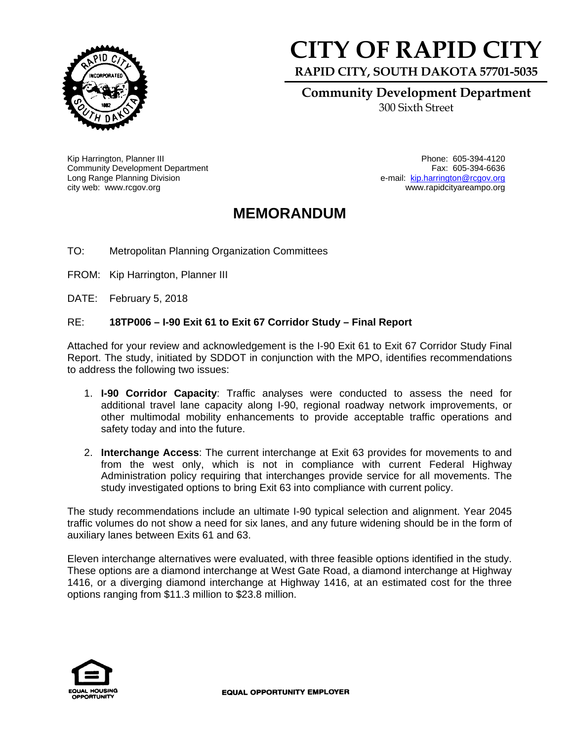# CITY OF RAPID CITY

**RAPID CITY, SOUTH DAKOTA 57701-5035**

**Community Development Department**

300 Sixth Street

Kip Harrington, Planner III
Community Development Department
Long Range Planning Division
city web: www.rcgov.org

Phone: 605-394-4120
Fax: 605-394-6636
e-mail: kip.harrington@rcgov.org
www.rapidcityareampo.org

## MEMORANDUM

TO: Metropolitan Planning Organization Committees

FROM: Kip Harrington, Planner III

DATE: February 5, 2018

RE: **18TP006 – I-90 Exit 61 to Exit 67 Corridor Study – Final Report**

Attached for your review and acknowledgement is the I-90 Exit 61 to Exit 67 Corridor Study Final Report. The study, initiated by SDDOT in conjunction with the MPO, identifies recommendations to address the following two issues:

1. **I-90 Corridor Capacity**: Traffic analyses were conducted to assess the need for additional travel lane capacity along I-90, regional roadway network improvements, or other multimodal mobility enhancements to provide acceptable traffic operations and safety today and into the future.
2. **Interchange Access**: The current interchange at Exit 63 provides for movements to and from the west only, which is not in compliance with current Federal Highway Administration policy requiring that interchanges provide service for all movements. The study investigated options to bring Exit 63 into compliance with current policy.

The study recommendations include an ultimate I-90 typical selection and alignment. Year 2045 traffic volumes do not show a need for six lanes, and any future widening should be in the form of auxiliary lanes between Exits 61 and 63.

Eleven interchange alternatives were evaluated, with three feasible options identified in the study. These options are a diamond interchange at West Gate Road, a diamond interchange at Highway 1416, or a diverging diamond interchange at Highway 1416, at an estimated cost for the three options ranging from $11.3 million to $23.8 million.

EQUAL HOUSING OPPORTUNITY

EQUAL OPPORTUNITY EMPLOYER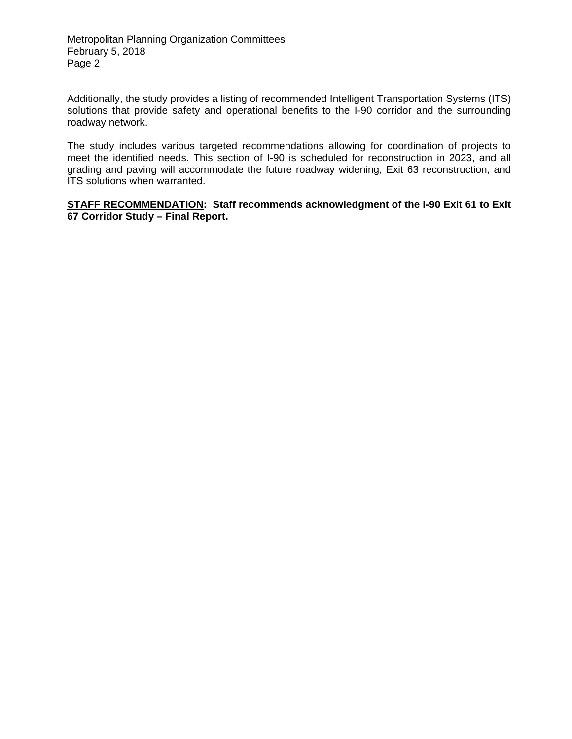Additionally, the study provides a listing of recommended Intelligent Transportation Systems (ITS) solutions that provide safety and operational benefits to the I-90 corridor and the surrounding roadway network.

The study includes various targeted recommendations allowing for coordination of projects to meet the identified needs. This section of I-90 is scheduled for reconstruction in 2023, and all grading and paving will accommodate the future roadway widening, Exit 63 reconstruction, and ITS solutions when warranted.

**<u>STAFF RECOMMENDATION</u>: Staff recommends acknowledgment of the I-90 Exit 61 to Exit 67 Corridor Study – Final Report.**